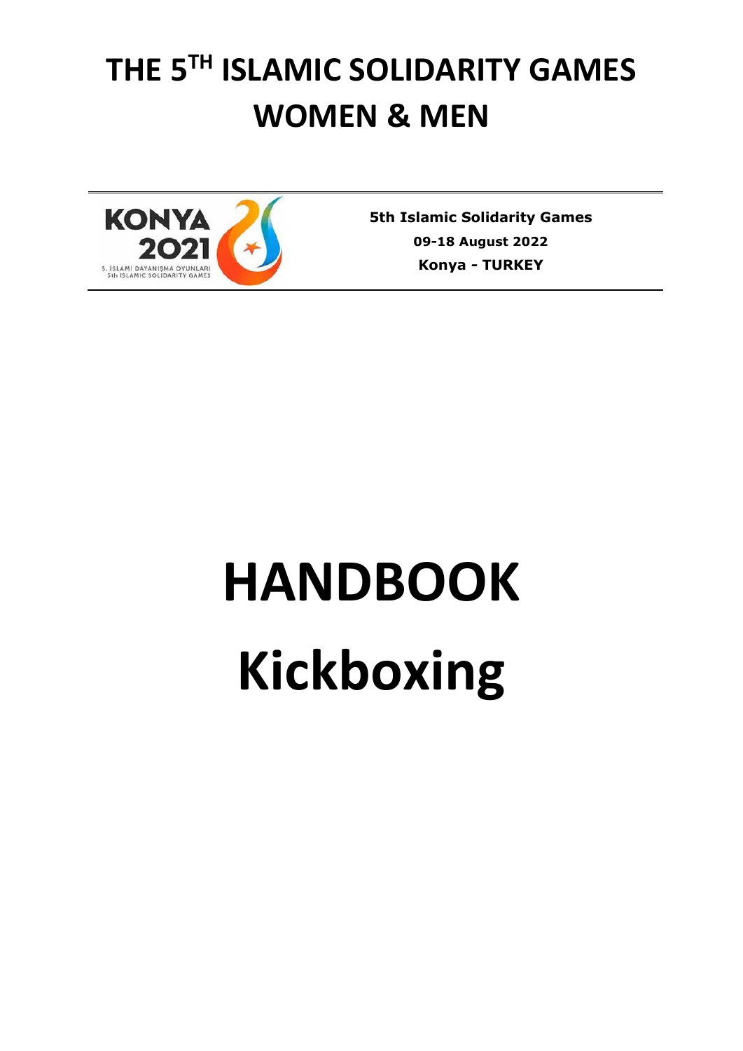# THE 5TH ISLAMIC SOLIDARITY GAMES WOMEN & MEN

KONYA 2021
5. İSLAMİ DAYANIŞMA OYUNLARI
5th ISLAMIC SOLIDARITY GAMES

**5th Islamic Solidarity Games**

**09-18 August 2022**

**Konya - TURKEY**

# HANDBOOK

# Kickboxing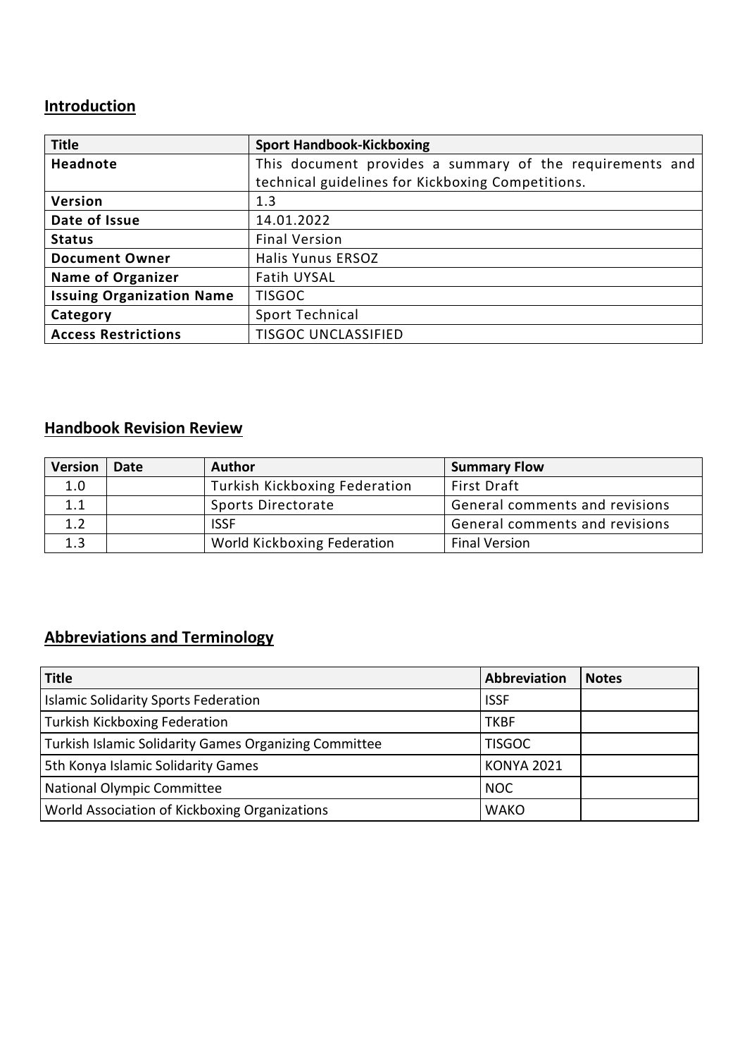## Introduction

| Title | Sport Handbook-Kickboxing |
|---|---|
| Headnote | This document provides a summary of the requirements and technical guidelines for Kickboxing Competitions. |
| Version | 1.3 |
| Date of Issue | 14.01.2022 |
| Status | Final Version |
| Document Owner | Halis Yunus ERSOZ |
| Name of Organizer | Fatih UYSAL |
| Issuing Organization Name | TISGOC |
| Category | Sport Technical |
| Access Restrictions | TISGOC UNCLASSIFIED |

## Handbook Revision Review

| Version | Date | Author | Summary Flow |
|---|---|---|---|
| 1.0 | | Turkish Kickboxing Federation | First Draft |
| 1.1 | | Sports Directorate | General comments and revisions |
| 1.2 | | ISSF | General comments and revisions |
| 1.3 | | World Kickboxing Federation | Final Version |

## Abbreviations and Terminology

| Title | Abbreviation | Notes |
|---|---|---|
| Islamic Solidarity Sports Federation | ISSF | |
| Turkish Kickboxing Federation | TKBF | |
| Turkish Islamic Solidarity Games Organizing Committee | TISGOC | |
| 5th Konya Islamic Solidarity Games | KONYA 2021 | |
| National Olympic Committee | NOC | |
| World Association of Kickboxing Organizations | WAKO | |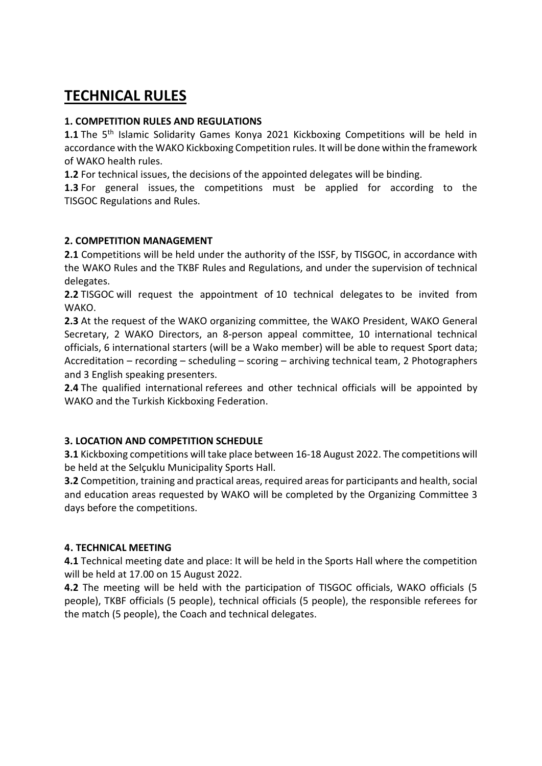# TECHNICAL RULES

### 1. COMPETITION RULES AND REGULATIONS

**1.1** The 5th Islamic Solidarity Games Konya 2021 Kickboxing Competitions will be held in accordance with the WAKO Kickboxing Competition rules. It will be done within the framework of WAKO health rules.

**1.2** For technical issues, the decisions of the appointed delegates will be binding.

**1.3** For general issues, the competitions must be applied for according to the TISGOC Regulations and Rules.

### 2. COMPETITION MANAGEMENT

**2.1** Competitions will be held under the authority of the ISSF, by TISGOC, in accordance with the WAKO Rules and the TKBF Rules and Regulations, and under the supervision of technical delegates.

**2.2** TISGOC will request the appointment of 10 technical delegates to be invited from WAKO.

**2.3** At the request of the WAKO organizing committee, the WAKO President, WAKO General Secretary, 2 WAKO Directors, an 8-person appeal committee, 10 international technical officials, 6 international starters (will be a Wako member) will be able to request Sport data; Accreditation – recording – scheduling – scoring – archiving technical team, 2 Photographers and 3 English speaking presenters.

**2.4** The qualified international referees and other technical officials will be appointed by WAKO and the Turkish Kickboxing Federation.

### 3. LOCATION AND COMPETITION SCHEDULE

**3.1** Kickboxing competitions will take place between 16-18 August 2022. The competitions will be held at the Selçuklu Municipality Sports Hall.

**3.2** Competition, training and practical areas, required areas for participants and health, social and education areas requested by WAKO will be completed by the Organizing Committee 3 days before the competitions.

### 4. TECHNICAL MEETING

**4.1** Technical meeting date and place: It will be held in the Sports Hall where the competition will be held at 17.00 on 15 August 2022.

**4.2** The meeting will be held with the participation of TISGOC officials, WAKO officials (5 people), TKBF officials (5 people), technical officials (5 people), the responsible referees for the match (5 people), the Coach and technical delegates.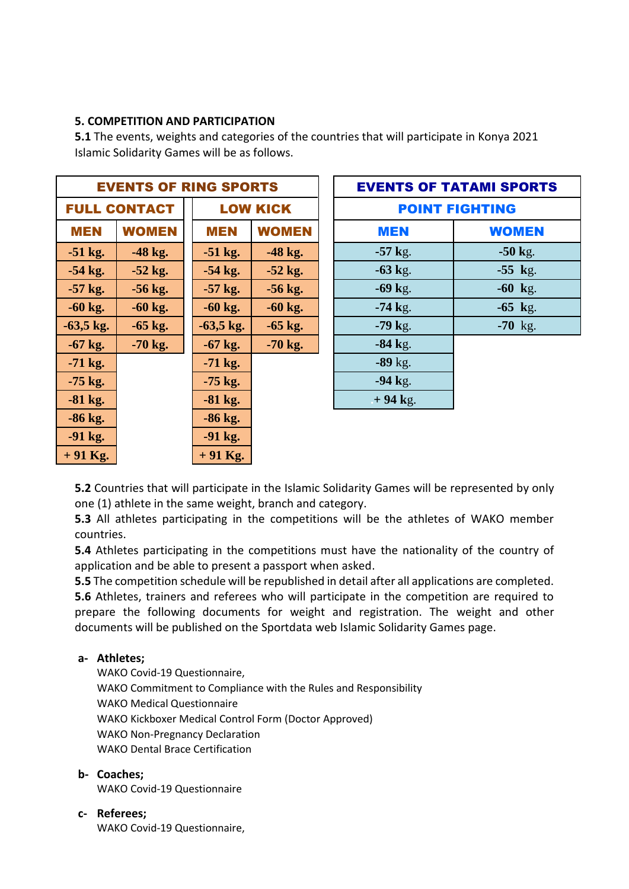**5. COMPETITION AND PARTICIPATION**

**5.1** The events, weights and categories of the countries that will participate in Konya 2021 Islamic Solidarity Games will be as follows.

| EVENTS OF RING SPORTS | | | |
|---|---|---|---|
| FULL CONTACT | | LOW KICK | |
| MEN | WOMEN | MEN | WOMEN |
| -51 kg. | -48 kg. | -51 kg. | -48 kg. |
| -54 kg. | -52 kg. | -54 kg. | -52 kg. |
| -57 kg. | -56 kg. | -57 kg. | -56 kg. |
| -60 kg. | -60 kg. | -60 kg. | -60 kg. |
| -63,5 kg. | -65 kg. | -63,5 kg. | -65 kg. |
| -67 kg. | -70 kg. | -67 kg. | -70 kg. |
| -71 kg. | | -71 kg. | |
| -75 kg. | | -75 kg. | |
| -81 kg. | | -81 kg. | |
| -86 kg. | | -86 kg. | |
| -91 kg. | | -91 kg. | |
| + 91 Kg. | | + 91 Kg. | |

| EVENTS OF TATAMI SPORTS | |
|---|---|
| POINT FIGHTING | |
| MEN | WOMEN |
| -57 kg. | -50 kg. |
| -63 kg. | -55 kg. |
| -69 kg. | -60 kg. |
| -74 kg. | -65 kg. |
| -79 kg. | -70 kg. |
| -84 kg. | |
| -89 kg. | |
| -94 kg. | |
| + 94 kg. | |

**5.2** Countries that will participate in the Islamic Solidarity Games will be represented by only one (1) athlete in the same weight, branch and category.

**5.3** All athletes participating in the competitions will be the athletes of WAKO member countries.

**5.4** Athletes participating in the competitions must have the nationality of the country of application and be able to present a passport when asked.

**5.5** The competition schedule will be republished in detail after all applications are completed.

**5.6** Athletes, trainers and referees who will participate in the competition are required to prepare the following documents for weight and registration. The weight and other documents will be published on the Sportdata web Islamic Solidarity Games page.

**a- Athletes;**

WAKO Covid-19 Questionnaire,
WAKO Commitment to Compliance with the Rules and Responsibility
WAKO Medical Questionnaire
WAKO Kickboxer Medical Control Form (Doctor Approved)
WAKO Non-Pregnancy Declaration
WAKO Dental Brace Certification

**b- Coaches;**

WAKO Covid-19 Questionnaire

**c- Referees;**

WAKO Covid-19 Questionnaire,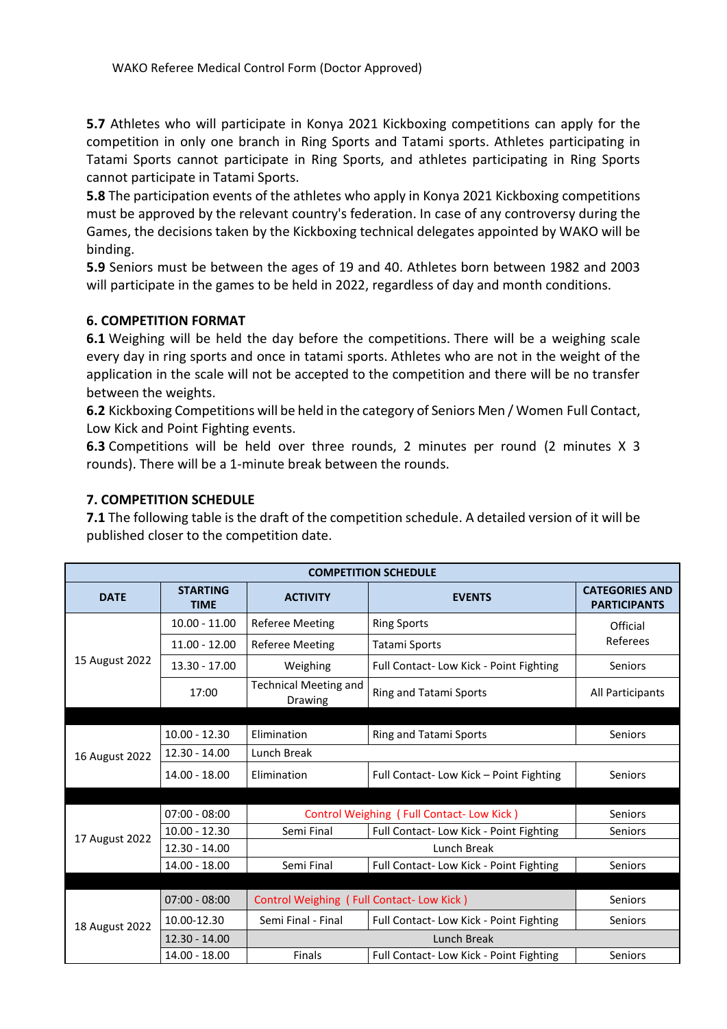WAKO Referee Medical Control Form (Doctor Approved)

**5.7** Athletes who will participate in Konya 2021 Kickboxing competitions can apply for the competition in only one branch in Ring Sports and Tatami sports. Athletes participating in Tatami Sports cannot participate in Ring Sports, and athletes participating in Ring Sports cannot participate in Tatami Sports.

**5.8** The participation events of the athletes who apply in Konya 2021 Kickboxing competitions must be approved by the relevant country's federation. In case of any controversy during the Games, the decisions taken by the Kickboxing technical delegates appointed by WAKO will be binding.

**5.9** Seniors must be between the ages of 19 and 40. Athletes born between 1982 and 2003 will participate in the games to be held in 2022, regardless of day and month conditions.

## 6. COMPETITION FORMAT

**6.1** Weighing will be held the day before the competitions. There will be a weighing scale every day in ring sports and once in tatami sports. Athletes who are not in the weight of the application in the scale will not be accepted to the competition and there will be no transfer between the weights.

**6.2** Kickboxing Competitions will be held in the category of Seniors Men / Women Full Contact, Low Kick and Point Fighting events.

**6.3** Competitions will be held over three rounds, 2 minutes per round (2 minutes X 3 rounds). There will be a 1-minute break between the rounds.

## 7. COMPETITION SCHEDULE

**7.1** The following table is the draft of the competition schedule. A detailed version of it will be published closer to the competition date.

| COMPETITION SCHEDULE | | | | |
|---|---|---|---|---|
| **DATE** | **STARTING TIME** | **ACTIVITY** | **EVENTS** | **CATEGORIES AND PARTICIPANTS** |
| 15 August 2022 | 10.00 - 11.00 | Referee Meeting | Ring Sports | Official Referees |
| | 11.00 - 12.00 | Referee Meeting | Tatami Sports | |
| | 13.30 - 17.00 | Weighing | Full Contact- Low Kick - Point Fighting | Seniors |
| | 17:00 | Technical Meeting and Drawing | Ring and Tatami Sports | All Participants |
| | | | | |
| 16 August 2022 | 10.00 - 12.30 | Elimination | Ring and Tatami Sports | Seniors |
| | 12.30 - 14.00 | Lunch Break | | |
| | 14.00 - 18.00 | Elimination | Full Contact- Low Kick – Point Fighting | Seniors |
| | | | | |
| 17 August 2022 | 07:00 - 08:00 | Control Weighing ( Full Contact- Low Kick ) | | Seniors |
| | 10.00 - 12.30 | Semi Final | Full Contact- Low Kick - Point Fighting | Seniors |
| | 12.30 - 14.00 | Lunch Break | | |
| | 14.00 - 18.00 | Semi Final | Full Contact- Low Kick - Point Fighting | Seniors |
| | | | | |
| 18 August 2022 | 07:00 - 08:00 | Control Weighing ( Full Contact- Low Kick ) | | Seniors |
| | 10.00-12.30 | Semi Final - Final | Full Contact- Low Kick - Point Fighting | Seniors |
| | 12.30 - 14.00 | Lunch Break | | |
| | 14.00 - 18.00 | Finals | Full Contact- Low Kick - Point Fighting | Seniors |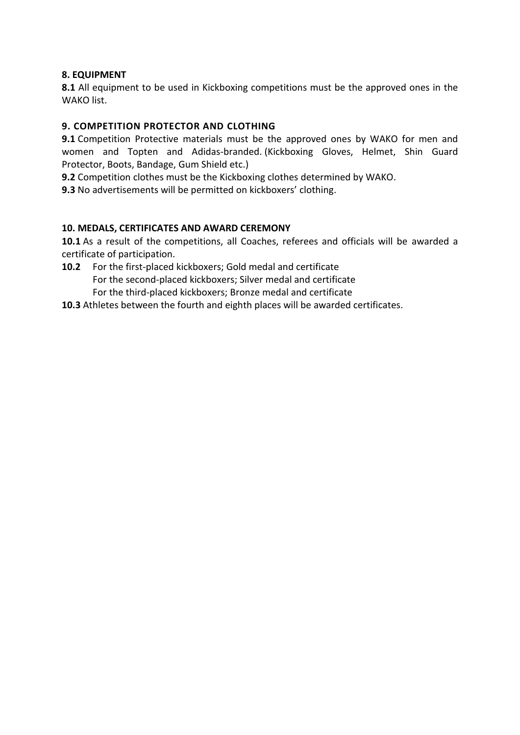### 8. EQUIPMENT

**8.1** All equipment to be used in Kickboxing competitions must be the approved ones in the WAKO list.

### 9. COMPETITION PROTECTOR AND CLOTHING

**9.1** Competition Protective materials must be the approved ones by WAKO for men and women and Topten and Adidas-branded. (Kickboxing Gloves, Helmet, Shin Guard Protector, Boots, Bandage, Gum Shield etc.)

**9.2** Competition clothes must be the Kickboxing clothes determined by WAKO.

**9.3** No advertisements will be permitted on kickboxers' clothing.

### 10. MEDALS, CERTIFICATES AND AWARD CEREMONY

**10.1** As a result of the competitions, all Coaches, referees and officials will be awarded a certificate of participation.

**10.2** For the first-placed kickboxers; Gold medal and certificate
For the second-placed kickboxers; Silver medal and certificate
For the third-placed kickboxers; Bronze medal and certificate

**10.3** Athletes between the fourth and eighth places will be awarded certificates.